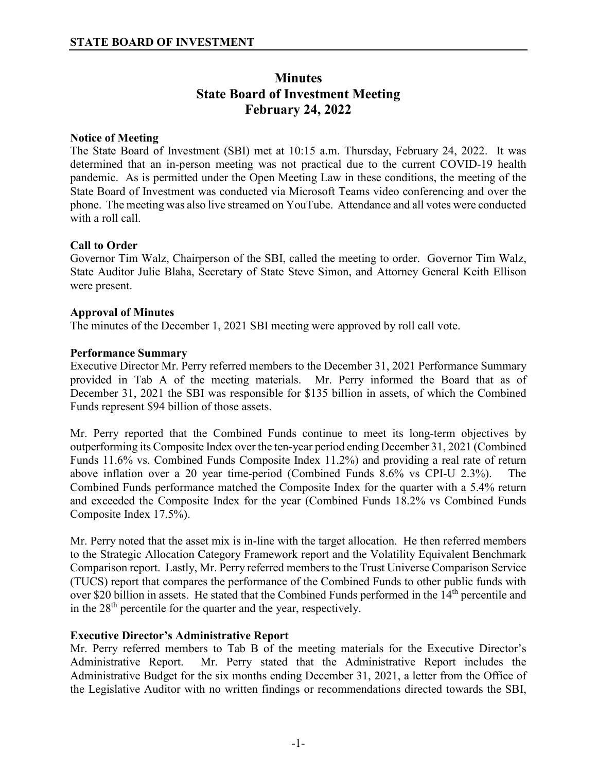# Minutes
# State Board of Investment Meeting
# February 24, 2022

## Notice of Meeting

The State Board of Investment (SBI) met at 10:15 a.m. Thursday, February 24, 2022. It was determined that an in-person meeting was not practical due to the current COVID-19 health pandemic. As is permitted under the Open Meeting Law in these conditions, the meeting of the State Board of Investment was conducted via Microsoft Teams video conferencing and over the phone. The meeting was also live streamed on YouTube. Attendance and all votes were conducted with a roll call.

## Call to Order

Governor Tim Walz, Chairperson of the SBI, called the meeting to order. Governor Tim Walz, State Auditor Julie Blaha, Secretary of State Steve Simon, and Attorney General Keith Ellison were present.

## Approval of Minutes

The minutes of the December 1, 2021 SBI meeting were approved by roll call vote.

## Performance Summary

Executive Director Mr. Perry referred members to the December 31, 2021 Performance Summary provided in Tab A of the meeting materials. Mr. Perry informed the Board that as of December 31, 2021 the SBI was responsible for $135 billion in assets, of which the Combined Funds represent $94 billion of those assets.

Mr. Perry reported that the Combined Funds continue to meet its long-term objectives by outperforming its Composite Index over the ten-year period ending December 31, 2021 (Combined Funds 11.6% vs. Combined Funds Composite Index 11.2%) and providing a real rate of return above inflation over a 20 year time-period (Combined Funds 8.6% vs CPI-U 2.3%). The Combined Funds performance matched the Composite Index for the quarter with a 5.4% return and exceeded the Composite Index for the year (Combined Funds 18.2% vs Combined Funds Composite Index 17.5%).

Mr. Perry noted that the asset mix is in-line with the target allocation. He then referred members to the Strategic Allocation Category Framework report and the Volatility Equivalent Benchmark Comparison report. Lastly, Mr. Perry referred members to the Trust Universe Comparison Service (TUCS) report that compares the performance of the Combined Funds to other public funds with over $20 billion in assets. He stated that the Combined Funds performed in the 14th percentile and in the 28th percentile for the quarter and the year, respectively.

## Executive Director's Administrative Report

Mr. Perry referred members to Tab B of the meeting materials for the Executive Director's Administrative Report. Mr. Perry stated that the Administrative Report includes the Administrative Budget for the six months ending December 31, 2021, a letter from the Office of the Legislative Auditor with no written findings or recommendations directed towards the SBI,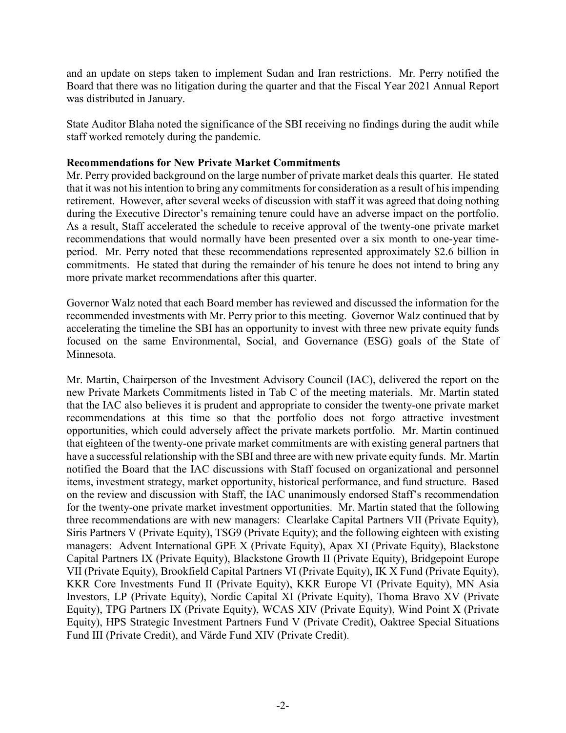and an update on steps taken to implement Sudan and Iran restrictions. Mr. Perry notified the Board that there was no litigation during the quarter and that the Fiscal Year 2021 Annual Report was distributed in January.

State Auditor Blaha noted the significance of the SBI receiving no findings during the audit while staff worked remotely during the pandemic.

**Recommendations for New Private Market Commitments**

Mr. Perry provided background on the large number of private market deals this quarter. He stated that it was not his intention to bring any commitments for consideration as a result of his impending retirement. However, after several weeks of discussion with staff it was agreed that doing nothing during the Executive Director's remaining tenure could have an adverse impact on the portfolio. As a result, Staff accelerated the schedule to receive approval of the twenty-one private market recommendations that would normally have been presented over a six month to one-year time-period. Mr. Perry noted that these recommendations represented approximately $2.6 billion in commitments. He stated that during the remainder of his tenure he does not intend to bring any more private market recommendations after this quarter.

Governor Walz noted that each Board member has reviewed and discussed the information for the recommended investments with Mr. Perry prior to this meeting. Governor Walz continued that by accelerating the timeline the SBI has an opportunity to invest with three new private equity funds focused on the same Environmental, Social, and Governance (ESG) goals of the State of Minnesota.

Mr. Martin, Chairperson of the Investment Advisory Council (IAC), delivered the report on the new Private Markets Commitments listed in Tab C of the meeting materials. Mr. Martin stated that the IAC also believes it is prudent and appropriate to consider the twenty-one private market recommendations at this time so that the portfolio does not forgo attractive investment opportunities, which could adversely affect the private markets portfolio. Mr. Martin continued that eighteen of the twenty-one private market commitments are with existing general partners that have a successful relationship with the SBI and three are with new private equity funds. Mr. Martin notified the Board that the IAC discussions with Staff focused on organizational and personnel items, investment strategy, market opportunity, historical performance, and fund structure. Based on the review and discussion with Staff, the IAC unanimously endorsed Staff's recommendation for the twenty-one private market investment opportunities. Mr. Martin stated that the following three recommendations are with new managers: Clearlake Capital Partners VII (Private Equity), Siris Partners V (Private Equity), TSG9 (Private Equity); and the following eighteen with existing managers: Advent International GPE X (Private Equity), Apax XI (Private Equity), Blackstone Capital Partners IX (Private Equity), Blackstone Growth II (Private Equity), Bridgepoint Europe VII (Private Equity), Brookfield Capital Partners VI (Private Equity), IK X Fund (Private Equity), KKR Core Investments Fund II (Private Equity), KKR Europe VI (Private Equity), MN Asia Investors, LP (Private Equity), Nordic Capital XI (Private Equity), Thoma Bravo XV (Private Equity), TPG Partners IX (Private Equity), WCAS XIV (Private Equity), Wind Point X (Private Equity), HPS Strategic Investment Partners Fund V (Private Credit), Oaktree Special Situations Fund III (Private Credit), and Värde Fund XIV (Private Credit).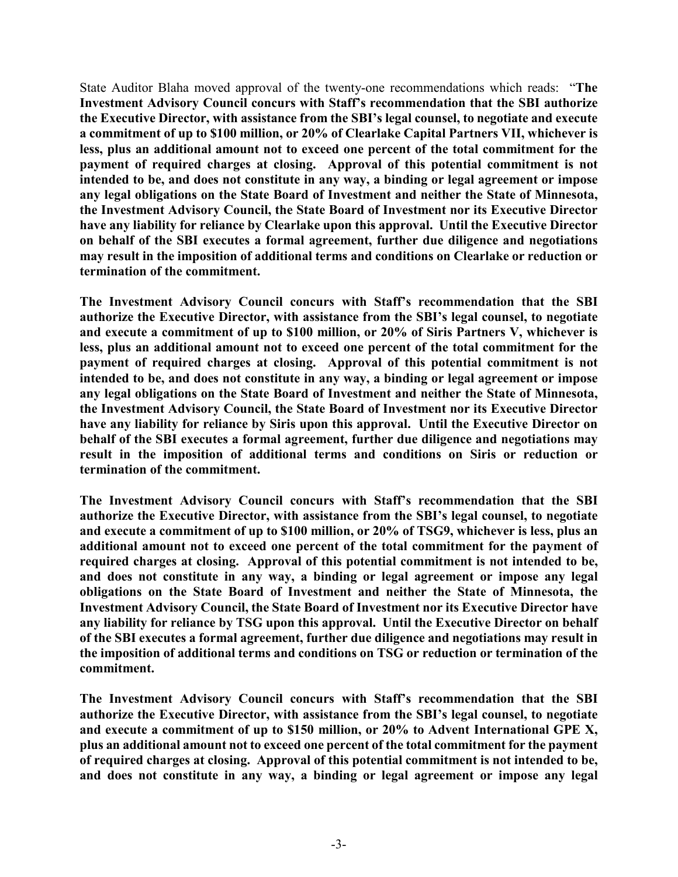State Auditor Blaha moved approval of the twenty-one recommendations which reads: "**The Investment Advisory Council concurs with Staff's recommendation that the SBI authorize the Executive Director, with assistance from the SBI's legal counsel, to negotiate and execute a commitment of up to $100 million, or 20% of Clearlake Capital Partners VII, whichever is less, plus an additional amount not to exceed one percent of the total commitment for the payment of required charges at closing. Approval of this potential commitment is not intended to be, and does not constitute in any way, a binding or legal agreement or impose any legal obligations on the State Board of Investment and neither the State of Minnesota, the Investment Advisory Council, the State Board of Investment nor its Executive Director have any liability for reliance by Clearlake upon this approval. Until the Executive Director on behalf of the SBI executes a formal agreement, further due diligence and negotiations may result in the imposition of additional terms and conditions on Clearlake or reduction or termination of the commitment.**

**The Investment Advisory Council concurs with Staff's recommendation that the SBI authorize the Executive Director, with assistance from the SBI's legal counsel, to negotiate and execute a commitment of up to $100 million, or 20% of Siris Partners V, whichever is less, plus an additional amount not to exceed one percent of the total commitment for the payment of required charges at closing. Approval of this potential commitment is not intended to be, and does not constitute in any way, a binding or legal agreement or impose any legal obligations on the State Board of Investment and neither the State of Minnesota, the Investment Advisory Council, the State Board of Investment nor its Executive Director have any liability for reliance by Siris upon this approval. Until the Executive Director on behalf of the SBI executes a formal agreement, further due diligence and negotiations may result in the imposition of additional terms and conditions on Siris or reduction or termination of the commitment.**

**The Investment Advisory Council concurs with Staff's recommendation that the SBI authorize the Executive Director, with assistance from the SBI's legal counsel, to negotiate and execute a commitment of up to $100 million, or 20% of TSG9, whichever is less, plus an additional amount not to exceed one percent of the total commitment for the payment of required charges at closing. Approval of this potential commitment is not intended to be, and does not constitute in any way, a binding or legal agreement or impose any legal obligations on the State Board of Investment and neither the State of Minnesota, the Investment Advisory Council, the State Board of Investment nor its Executive Director have any liability for reliance by TSG upon this approval. Until the Executive Director on behalf of the SBI executes a formal agreement, further due diligence and negotiations may result in the imposition of additional terms and conditions on TSG or reduction or termination of the commitment.**

**The Investment Advisory Council concurs with Staff's recommendation that the SBI authorize the Executive Director, with assistance from the SBI's legal counsel, to negotiate and execute a commitment of up to $150 million, or 20% to Advent International GPE X, plus an additional amount not to exceed one percent of the total commitment for the payment of required charges at closing. Approval of this potential commitment is not intended to be, and does not constitute in any way, a binding or legal agreement or impose any legal**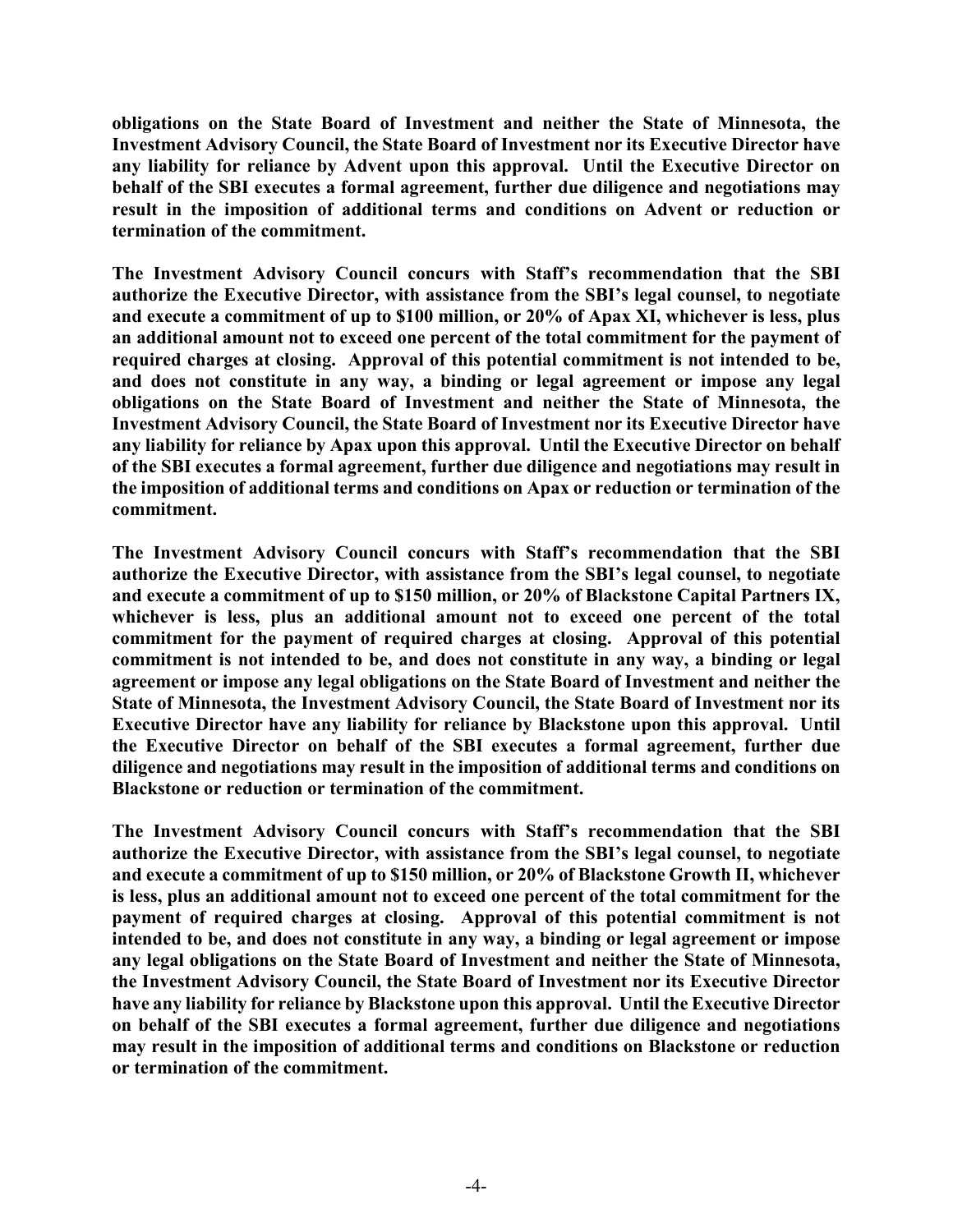**obligations on the State Board of Investment and neither the State of Minnesota, the Investment Advisory Council, the State Board of Investment nor its Executive Director have any liability for reliance by Advent upon this approval. Until the Executive Director on behalf of the SBI executes a formal agreement, further due diligence and negotiations may result in the imposition of additional terms and conditions on Advent or reduction or termination of the commitment.**

**The Investment Advisory Council concurs with Staff's recommendation that the SBI authorize the Executive Director, with assistance from the SBI's legal counsel, to negotiate and execute a commitment of up to \$100 million, or 20% of Apax XI, whichever is less, plus an additional amount not to exceed one percent of the total commitment for the payment of required charges at closing. Approval of this potential commitment is not intended to be, and does not constitute in any way, a binding or legal agreement or impose any legal obligations on the State Board of Investment and neither the State of Minnesota, the Investment Advisory Council, the State Board of Investment nor its Executive Director have any liability for reliance by Apax upon this approval. Until the Executive Director on behalf of the SBI executes a formal agreement, further due diligence and negotiations may result in the imposition of additional terms and conditions on Apax or reduction or termination of the commitment.**

**The Investment Advisory Council concurs with Staff's recommendation that the SBI authorize the Executive Director, with assistance from the SBI's legal counsel, to negotiate and execute a commitment of up to \$150 million, or 20% of Blackstone Capital Partners IX, whichever is less, plus an additional amount not to exceed one percent of the total commitment for the payment of required charges at closing. Approval of this potential commitment is not intended to be, and does not constitute in any way, a binding or legal agreement or impose any legal obligations on the State Board of Investment and neither the State of Minnesota, the Investment Advisory Council, the State Board of Investment nor its Executive Director have any liability for reliance by Blackstone upon this approval. Until the Executive Director on behalf of the SBI executes a formal agreement, further due diligence and negotiations may result in the imposition of additional terms and conditions on Blackstone or reduction or termination of the commitment.**

**The Investment Advisory Council concurs with Staff's recommendation that the SBI authorize the Executive Director, with assistance from the SBI's legal counsel, to negotiate and execute a commitment of up to \$150 million, or 20% of Blackstone Growth II, whichever is less, plus an additional amount not to exceed one percent of the total commitment for the payment of required charges at closing. Approval of this potential commitment is not intended to be, and does not constitute in any way, a binding or legal agreement or impose any legal obligations on the State Board of Investment and neither the State of Minnesota, the Investment Advisory Council, the State Board of Investment nor its Executive Director have any liability for reliance by Blackstone upon this approval. Until the Executive Director on behalf of the SBI executes a formal agreement, further due diligence and negotiations may result in the imposition of additional terms and conditions on Blackstone or reduction or termination of the commitment.**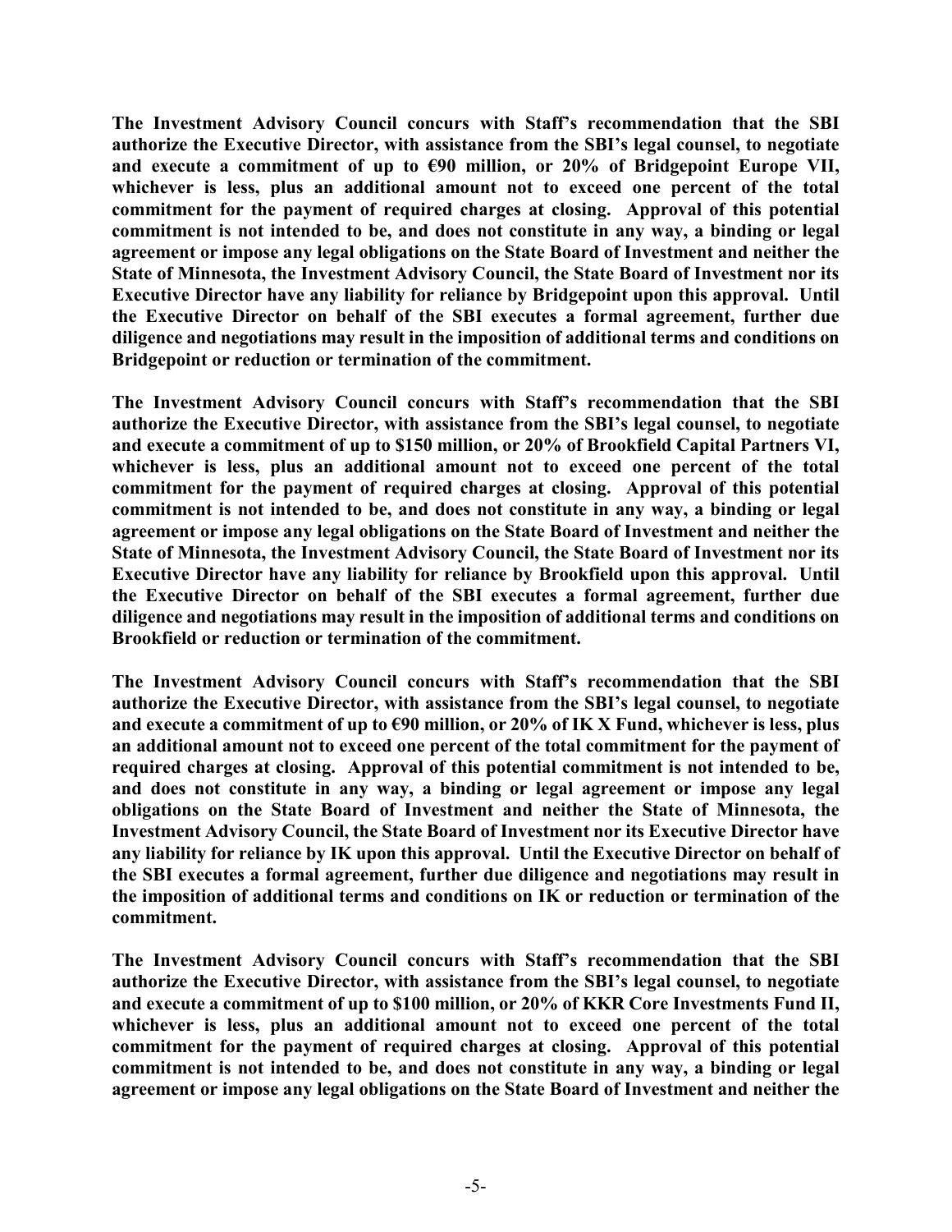**The Investment Advisory Council concurs with Staff's recommendation that the SBI authorize the Executive Director, with assistance from the SBI's legal counsel, to negotiate and execute a commitment of up to €90 million, or 20% of Bridgepoint Europe VII, whichever is less, plus an additional amount not to exceed one percent of the total commitment for the payment of required charges at closing. Approval of this potential commitment is not intended to be, and does not constitute in any way, a binding or legal agreement or impose any legal obligations on the State Board of Investment and neither the State of Minnesota, the Investment Advisory Council, the State Board of Investment nor its Executive Director have any liability for reliance by Bridgepoint upon this approval. Until the Executive Director on behalf of the SBI executes a formal agreement, further due diligence and negotiations may result in the imposition of additional terms and conditions on Bridgepoint or reduction or termination of the commitment.**

**The Investment Advisory Council concurs with Staff's recommendation that the SBI authorize the Executive Director, with assistance from the SBI's legal counsel, to negotiate and execute a commitment of up to $150 million, or 20% of Brookfield Capital Partners VI, whichever is less, plus an additional amount not to exceed one percent of the total commitment for the payment of required charges at closing. Approval of this potential commitment is not intended to be, and does not constitute in any way, a binding or legal agreement or impose any legal obligations on the State Board of Investment and neither the State of Minnesota, the Investment Advisory Council, the State Board of Investment nor its Executive Director have any liability for reliance by Brookfield upon this approval. Until the Executive Director on behalf of the SBI executes a formal agreement, further due diligence and negotiations may result in the imposition of additional terms and conditions on Brookfield or reduction or termination of the commitment.**

**The Investment Advisory Council concurs with Staff's recommendation that the SBI authorize the Executive Director, with assistance from the SBI's legal counsel, to negotiate and execute a commitment of up to €90 million, or 20% of IK X Fund, whichever is less, plus an additional amount not to exceed one percent of the total commitment for the payment of required charges at closing. Approval of this potential commitment is not intended to be, and does not constitute in any way, a binding or legal agreement or impose any legal obligations on the State Board of Investment and neither the State of Minnesota, the Investment Advisory Council, the State Board of Investment nor its Executive Director have any liability for reliance by IK upon this approval. Until the Executive Director on behalf of the SBI executes a formal agreement, further due diligence and negotiations may result in the imposition of additional terms and conditions on IK or reduction or termination of the commitment.**

**The Investment Advisory Council concurs with Staff's recommendation that the SBI authorize the Executive Director, with assistance from the SBI's legal counsel, to negotiate and execute a commitment of up to $100 million, or 20% of KKR Core Investments Fund II, whichever is less, plus an additional amount not to exceed one percent of the total commitment for the payment of required charges at closing. Approval of this potential commitment is not intended to be, and does not constitute in any way, a binding or legal agreement or impose any legal obligations on the State Board of Investment and neither the**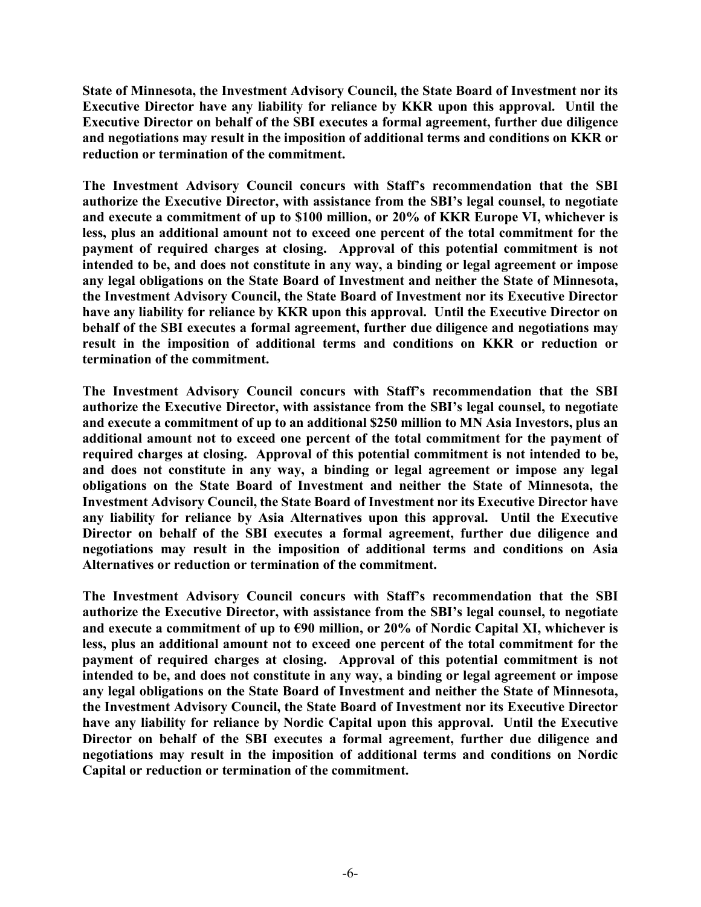**State of Minnesota, the Investment Advisory Council, the State Board of Investment nor its Executive Director have any liability for reliance by KKR upon this approval. Until the Executive Director on behalf of the SBI executes a formal agreement, further due diligence and negotiations may result in the imposition of additional terms and conditions on KKR or reduction or termination of the commitment.**

**The Investment Advisory Council concurs with Staff's recommendation that the SBI authorize the Executive Director, with assistance from the SBI's legal counsel, to negotiate and execute a commitment of up to $100 million, or 20% of KKR Europe VI, whichever is less, plus an additional amount not to exceed one percent of the total commitment for the payment of required charges at closing. Approval of this potential commitment is not intended to be, and does not constitute in any way, a binding or legal agreement or impose any legal obligations on the State Board of Investment and neither the State of Minnesota, the Investment Advisory Council, the State Board of Investment nor its Executive Director have any liability for reliance by KKR upon this approval. Until the Executive Director on behalf of the SBI executes a formal agreement, further due diligence and negotiations may result in the imposition of additional terms and conditions on KKR or reduction or termination of the commitment.**

**The Investment Advisory Council concurs with Staff's recommendation that the SBI authorize the Executive Director, with assistance from the SBI's legal counsel, to negotiate and execute a commitment of up to an additional $250 million to MN Asia Investors, plus an additional amount not to exceed one percent of the total commitment for the payment of required charges at closing. Approval of this potential commitment is not intended to be, and does not constitute in any way, a binding or legal agreement or impose any legal obligations on the State Board of Investment and neither the State of Minnesota, the Investment Advisory Council, the State Board of Investment nor its Executive Director have any liability for reliance by Asia Alternatives upon this approval. Until the Executive Director on behalf of the SBI executes a formal agreement, further due diligence and negotiations may result in the imposition of additional terms and conditions on Asia Alternatives or reduction or termination of the commitment.**

**The Investment Advisory Council concurs with Staff's recommendation that the SBI authorize the Executive Director, with assistance from the SBI's legal counsel, to negotiate and execute a commitment of up to €90 million, or 20% of Nordic Capital XI, whichever is less, plus an additional amount not to exceed one percent of the total commitment for the payment of required charges at closing. Approval of this potential commitment is not intended to be, and does not constitute in any way, a binding or legal agreement or impose any legal obligations on the State Board of Investment and neither the State of Minnesota, the Investment Advisory Council, the State Board of Investment nor its Executive Director have any liability for reliance by Nordic Capital upon this approval. Until the Executive Director on behalf of the SBI executes a formal agreement, further due diligence and negotiations may result in the imposition of additional terms and conditions on Nordic Capital or reduction or termination of the commitment.**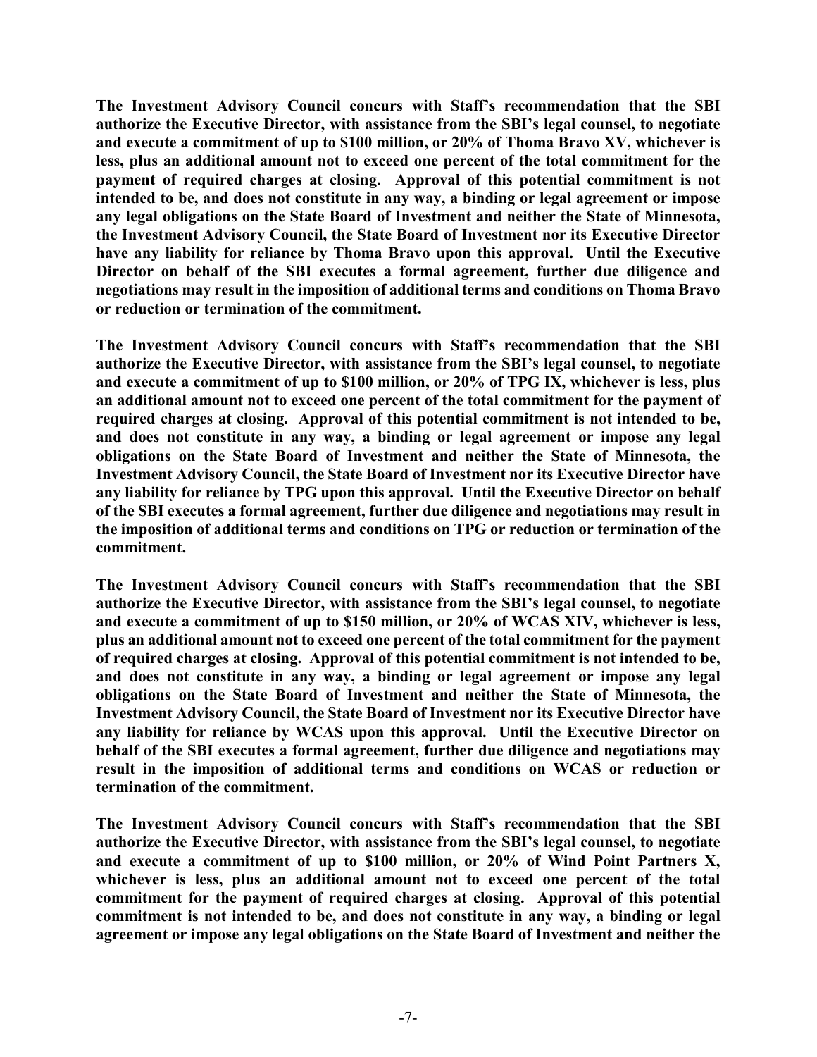**The Investment Advisory Council concurs with Staff's recommendation that the SBI authorize the Executive Director, with assistance from the SBI's legal counsel, to negotiate and execute a commitment of up to $100 million, or 20% of Thoma Bravo XV, whichever is less, plus an additional amount not to exceed one percent of the total commitment for the payment of required charges at closing. Approval of this potential commitment is not intended to be, and does not constitute in any way, a binding or legal agreement or impose any legal obligations on the State Board of Investment and neither the State of Minnesota, the Investment Advisory Council, the State Board of Investment nor its Executive Director have any liability for reliance by Thoma Bravo upon this approval. Until the Executive Director on behalf of the SBI executes a formal agreement, further due diligence and negotiations may result in the imposition of additional terms and conditions on Thoma Bravo or reduction or termination of the commitment.**

**The Investment Advisory Council concurs with Staff's recommendation that the SBI authorize the Executive Director, with assistance from the SBI's legal counsel, to negotiate and execute a commitment of up to $100 million, or 20% of TPG IX, whichever is less, plus an additional amount not to exceed one percent of the total commitment for the payment of required charges at closing. Approval of this potential commitment is not intended to be, and does not constitute in any way, a binding or legal agreement or impose any legal obligations on the State Board of Investment and neither the State of Minnesota, the Investment Advisory Council, the State Board of Investment nor its Executive Director have any liability for reliance by TPG upon this approval. Until the Executive Director on behalf of the SBI executes a formal agreement, further due diligence and negotiations may result in the imposition of additional terms and conditions on TPG or reduction or termination of the commitment.**

**The Investment Advisory Council concurs with Staff's recommendation that the SBI authorize the Executive Director, with assistance from the SBI's legal counsel, to negotiate and execute a commitment of up to $150 million, or 20% of WCAS XIV, whichever is less, plus an additional amount not to exceed one percent of the total commitment for the payment of required charges at closing. Approval of this potential commitment is not intended to be, and does not constitute in any way, a binding or legal agreement or impose any legal obligations on the State Board of Investment and neither the State of Minnesota, the Investment Advisory Council, the State Board of Investment nor its Executive Director have any liability for reliance by WCAS upon this approval. Until the Executive Director on behalf of the SBI executes a formal agreement, further due diligence and negotiations may result in the imposition of additional terms and conditions on WCAS or reduction or termination of the commitment.**

**The Investment Advisory Council concurs with Staff's recommendation that the SBI authorize the Executive Director, with assistance from the SBI's legal counsel, to negotiate and execute a commitment of up to $100 million, or 20% of Wind Point Partners X, whichever is less, plus an additional amount not to exceed one percent of the total commitment for the payment of required charges at closing. Approval of this potential commitment is not intended to be, and does not constitute in any way, a binding or legal agreement or impose any legal obligations on the State Board of Investment and neither the**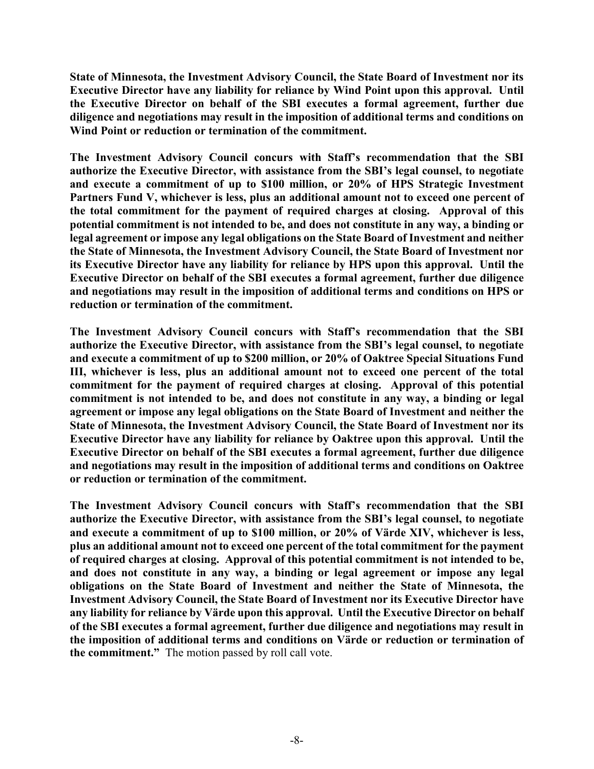**State of Minnesota, the Investment Advisory Council, the State Board of Investment nor its Executive Director have any liability for reliance by Wind Point upon this approval. Until the Executive Director on behalf of the SBI executes a formal agreement, further due diligence and negotiations may result in the imposition of additional terms and conditions on Wind Point or reduction or termination of the commitment.**

**The Investment Advisory Council concurs with Staff's recommendation that the SBI authorize the Executive Director, with assistance from the SBI's legal counsel, to negotiate and execute a commitment of up to \$100 million, or 20% of HPS Strategic Investment Partners Fund V, whichever is less, plus an additional amount not to exceed one percent of the total commitment for the payment of required charges at closing. Approval of this potential commitment is not intended to be, and does not constitute in any way, a binding or legal agreement or impose any legal obligations on the State Board of Investment and neither the State of Minnesota, the Investment Advisory Council, the State Board of Investment nor its Executive Director have any liability for reliance by HPS upon this approval. Until the Executive Director on behalf of the SBI executes a formal agreement, further due diligence and negotiations may result in the imposition of additional terms and conditions on HPS or reduction or termination of the commitment.**

**The Investment Advisory Council concurs with Staff's recommendation that the SBI authorize the Executive Director, with assistance from the SBI's legal counsel, to negotiate and execute a commitment of up to \$200 million, or 20% of Oaktree Special Situations Fund III, whichever is less, plus an additional amount not to exceed one percent of the total commitment for the payment of required charges at closing. Approval of this potential commitment is not intended to be, and does not constitute in any way, a binding or legal agreement or impose any legal obligations on the State Board of Investment and neither the State of Minnesota, the Investment Advisory Council, the State Board of Investment nor its Executive Director have any liability for reliance by Oaktree upon this approval. Until the Executive Director on behalf of the SBI executes a formal agreement, further due diligence and negotiations may result in the imposition of additional terms and conditions on Oaktree or reduction or termination of the commitment.**

**The Investment Advisory Council concurs with Staff's recommendation that the SBI authorize the Executive Director, with assistance from the SBI's legal counsel, to negotiate and execute a commitment of up to \$100 million, or 20% of Värde XIV, whichever is less, plus an additional amount not to exceed one percent of the total commitment for the payment of required charges at closing. Approval of this potential commitment is not intended to be, and does not constitute in any way, a binding or legal agreement or impose any legal obligations on the State Board of Investment and neither the State of Minnesota, the Investment Advisory Council, the State Board of Investment nor its Executive Director have any liability for reliance by Värde upon this approval. Until the Executive Director on behalf of the SBI executes a formal agreement, further due diligence and negotiations may result in the imposition of additional terms and conditions on Värde or reduction or termination of the commitment."** The motion passed by roll call vote.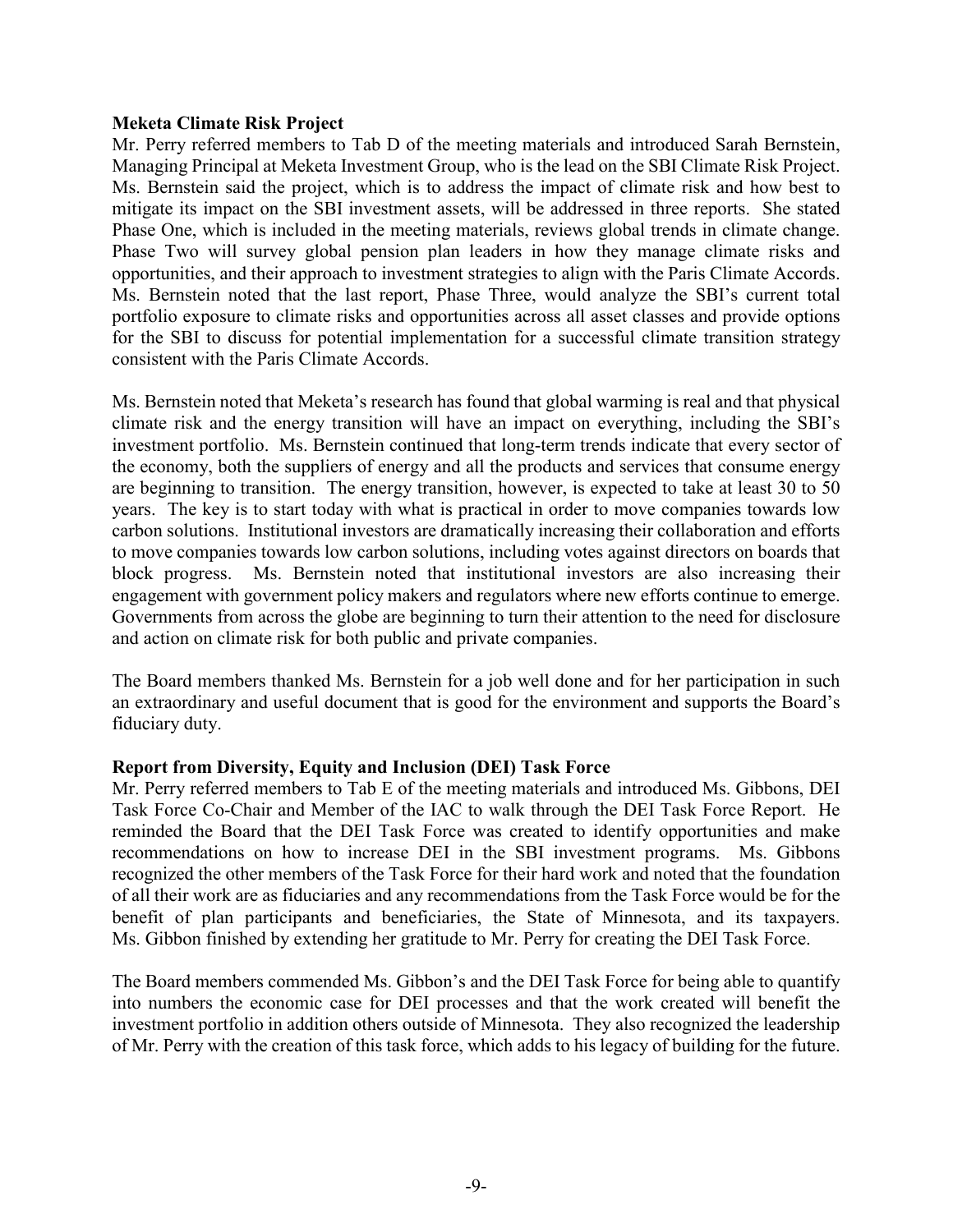**Meketa Climate Risk Project**

Mr. Perry referred members to Tab D of the meeting materials and introduced Sarah Bernstein, Managing Principal at Meketa Investment Group, who is the lead on the SBI Climate Risk Project. Ms. Bernstein said the project, which is to address the impact of climate risk and how best to mitigate its impact on the SBI investment assets, will be addressed in three reports. She stated Phase One, which is included in the meeting materials, reviews global trends in climate change. Phase Two will survey global pension plan leaders in how they manage climate risks and opportunities, and their approach to investment strategies to align with the Paris Climate Accords. Ms. Bernstein noted that the last report, Phase Three, would analyze the SBI's current total portfolio exposure to climate risks and opportunities across all asset classes and provide options for the SBI to discuss for potential implementation for a successful climate transition strategy consistent with the Paris Climate Accords.

Ms. Bernstein noted that Meketa's research has found that global warming is real and that physical climate risk and the energy transition will have an impact on everything, including the SBI's investment portfolio. Ms. Bernstein continued that long-term trends indicate that every sector of the economy, both the suppliers of energy and all the products and services that consume energy are beginning to transition. The energy transition, however, is expected to take at least 30 to 50 years. The key is to start today with what is practical in order to move companies towards low carbon solutions. Institutional investors are dramatically increasing their collaboration and efforts to move companies towards low carbon solutions, including votes against directors on boards that block progress. Ms. Bernstein noted that institutional investors are also increasing their engagement with government policy makers and regulators where new efforts continue to emerge. Governments from across the globe are beginning to turn their attention to the need for disclosure and action on climate risk for both public and private companies.

The Board members thanked Ms. Bernstein for a job well done and for her participation in such an extraordinary and useful document that is good for the environment and supports the Board's fiduciary duty.

**Report from Diversity, Equity and Inclusion (DEI) Task Force**

Mr. Perry referred members to Tab E of the meeting materials and introduced Ms. Gibbons, DEI Task Force Co-Chair and Member of the IAC to walk through the DEI Task Force Report. He reminded the Board that the DEI Task Force was created to identify opportunities and make recommendations on how to increase DEI in the SBI investment programs. Ms. Gibbons recognized the other members of the Task Force for their hard work and noted that the foundation of all their work are as fiduciaries and any recommendations from the Task Force would be for the benefit of plan participants and beneficiaries, the State of Minnesota, and its taxpayers. Ms. Gibbon finished by extending her gratitude to Mr. Perry for creating the DEI Task Force.

The Board members commended Ms. Gibbon's and the DEI Task Force for being able to quantify into numbers the economic case for DEI processes and that the work created will benefit the investment portfolio in addition others outside of Minnesota. They also recognized the leadership of Mr. Perry with the creation of this task force, which adds to his legacy of building for the future.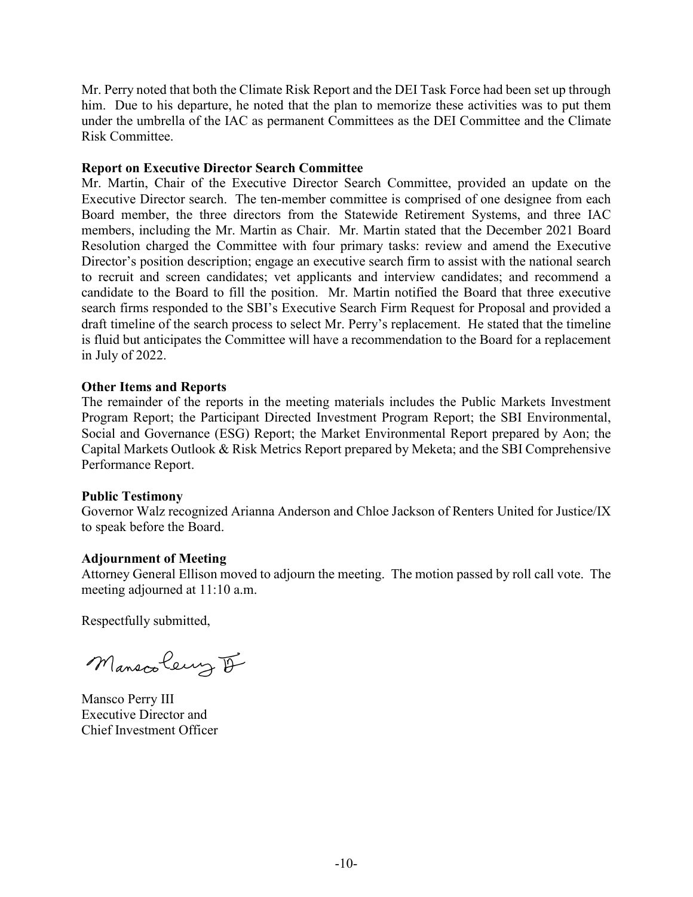Mr. Perry noted that both the Climate Risk Report and the DEI Task Force had been set up through him. Due to his departure, he noted that the plan to memorize these activities was to put them under the umbrella of the IAC as permanent Committees as the DEI Committee and the Climate Risk Committee.

**Report on Executive Director Search Committee**

Mr. Martin, Chair of the Executive Director Search Committee, provided an update on the Executive Director search. The ten-member committee is comprised of one designee from each Board member, the three directors from the Statewide Retirement Systems, and three IAC members, including the Mr. Martin as Chair. Mr. Martin stated that the December 2021 Board Resolution charged the Committee with four primary tasks: review and amend the Executive Director's position description; engage an executive search firm to assist with the national search to recruit and screen candidates; vet applicants and interview candidates; and recommend a candidate to the Board to fill the position. Mr. Martin notified the Board that three executive search firms responded to the SBI's Executive Search Firm Request for Proposal and provided a draft timeline of the search process to select Mr. Perry's replacement. He stated that the timeline is fluid but anticipates the Committee will have a recommendation to the Board for a replacement in July of 2022.

**Other Items and Reports**

The remainder of the reports in the meeting materials includes the Public Markets Investment Program Report; the Participant Directed Investment Program Report; the SBI Environmental, Social and Governance (ESG) Report; the Market Environmental Report prepared by Aon; the Capital Markets Outlook & Risk Metrics Report prepared by Meketa; and the SBI Comprehensive Performance Report.

**Public Testimony**

Governor Walz recognized Arianna Anderson and Chloe Jackson of Renters United for Justice/IX to speak before the Board.

**Adjournment of Meeting**

Attorney General Ellison moved to adjourn the meeting. The motion passed by roll call vote. The meeting adjourned at 11:10 a.m.

Respectfully submitted,

Mansco Perry III
Executive Director and
Chief Investment Officer